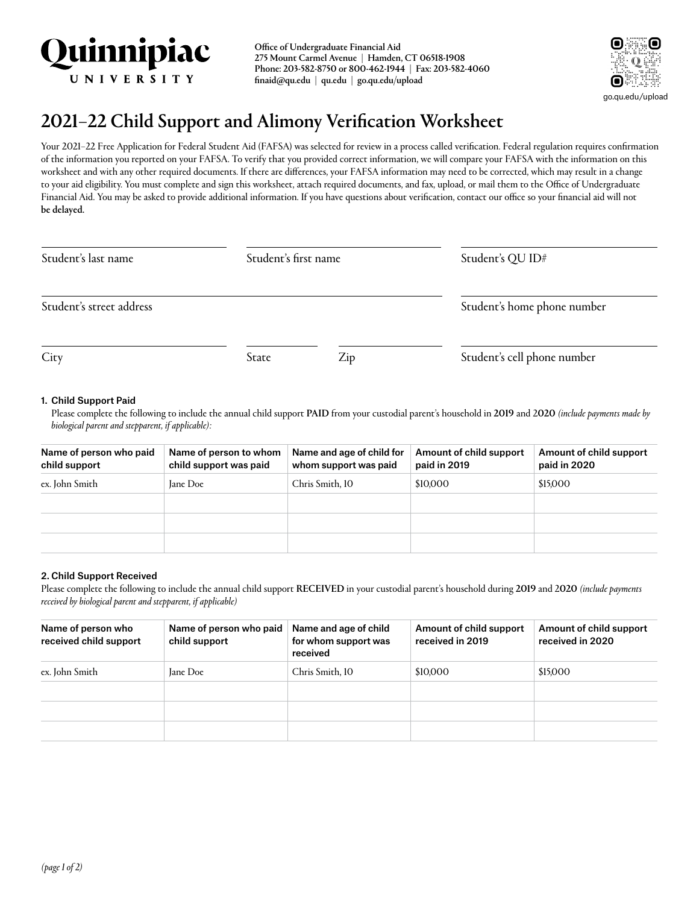**Quinnipiac UNIVERSITY**

**Office of Undergraduate Financial Aid**
**275 Mount Carmel Avenue | Hamden, CT 06518-1908**
**Phone: 203-582-8750 or 800-462-1944 | Fax: 203-582-4060**
**finaid@qu.edu | qu.edu | go.qu.edu/upload**

go.qu.edu/upload

# 2021–22 Child Support and Alimony Verification Worksheet

Your 2021–22 Free Application for Federal Student Aid (FAFSA) was selected for review in a process called verification. Federal regulation requires confirmation of the information you reported on your FAFSA. To verify that you provided correct information, we will compare your FAFSA with the information on this worksheet and with any other required documents. If there are differences, your FAFSA information may need to be corrected, which may result in a change to your aid eligibility. You must complete and sign this worksheet, attach required documents, and fax, upload, or mail them to the Office of Undergraduate Financial Aid. You may be asked to provide additional information. If you have questions about verification, contact our office so your financial aid will not **be delayed.**

Student's last name ____________________ Student's first name ____________________ Student's QU ID# ____________________

Student's street address ________________________________________ Student's home phone number ____________________

City ____________________ State __________ Zip __________ Student's cell phone number ____________________

### 1. Child Support Paid

Please complete the following to include the annual child support **PAID** from your custodial parent's household in **2019** and **2020** *(include payments made by biological parent and stepparent, if applicable):*

| Name of person who paid child support | Name of person to whom child support was paid | Name and age of child for whom support was paid | Amount of child support paid in 2019 | Amount of child support paid in 2020 |
|---|---|---|---|---|
| ex. John Smith | Jane Doe | Chris Smith, 10 | $10,000 | $15,000 |
| | | | | |
| | | | | |
| | | | | |

### 2. Child Support Received

Please complete the following to include the annual child support **RECEIVED** in your custodial parent's household during **2019** and **2020** *(include payments received by biological parent and stepparent, if applicable)*

| Name of person who received child support | Name of person who paid child support | Name and age of child for whom support was received | Amount of child support received in 2019 | Amount of child support received in 2020 |
|---|---|---|---|---|
| ex. John Smith | Jane Doe | Chris Smith, 10 | $10,000 | $15,000 |
| | | | | |
| | | | | |
| | | | | |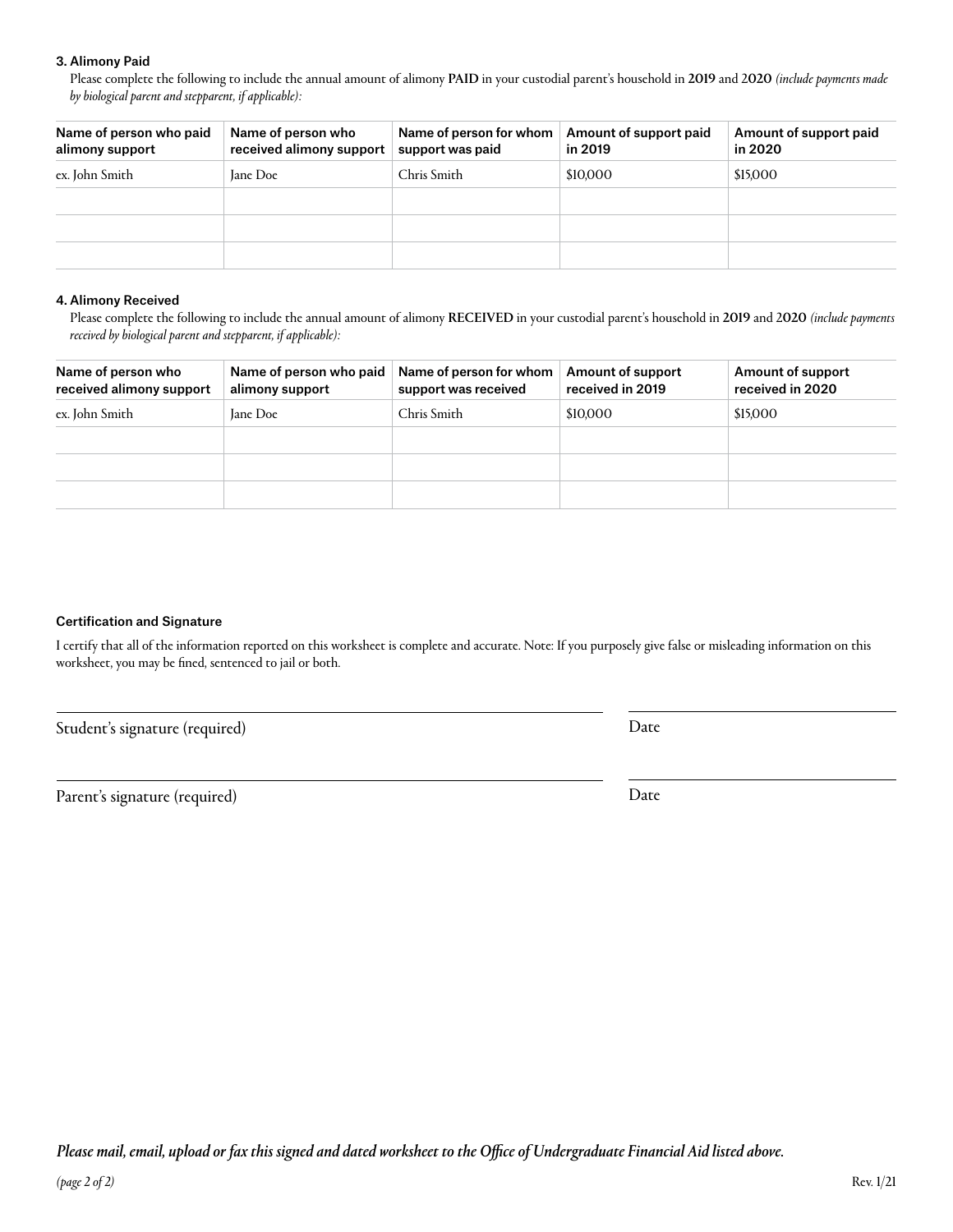### 3. Alimony Paid

Please complete the following to include the annual amount of alimony **PAID** in your custodial parent's household in **2019** and **2020** *(include payments made by biological parent and stepparent, if applicable):*

| Name of person who paid alimony support | Name of person who received alimony support | Name of person for whom support was paid | Amount of support paid in 2019 | Amount of support paid in 2020 |
|---|---|---|---|---|
| ex. John Smith | Jane Doe | Chris Smith | $10,000 | $15,000 |
| | | | | |
| | | | | |
| | | | | |

### 4. Alimony Received

Please complete the following to include the annual amount of alimony **RECEIVED** in your custodial parent's household in **2019** and **2020** *(include payments received by biological parent and stepparent, if applicable):*

| Name of person who received alimony support | Name of person who paid alimony support | Name of person for whom support was received | Amount of support received in 2019 | Amount of support received in 2020 |
|---|---|---|---|---|
| ex. John Smith | Jane Doe | Chris Smith | $10,000 | $15,000 |
| | | | | |
| | | | | |
| | | | | |

### Certification and Signature

I certify that all of the information reported on this worksheet is complete and accurate. Note: If you purposely give false or misleading information on this worksheet, you may be fined, sentenced to jail or both.

Student's signature (required) ______________________ Date ______________

Parent's signature (required) ______________________ Date ______________

***Please mail, email, upload or fax this signed and dated worksheet to the Office of Undergraduate Financial Aid listed above.***

Rev. 1/21